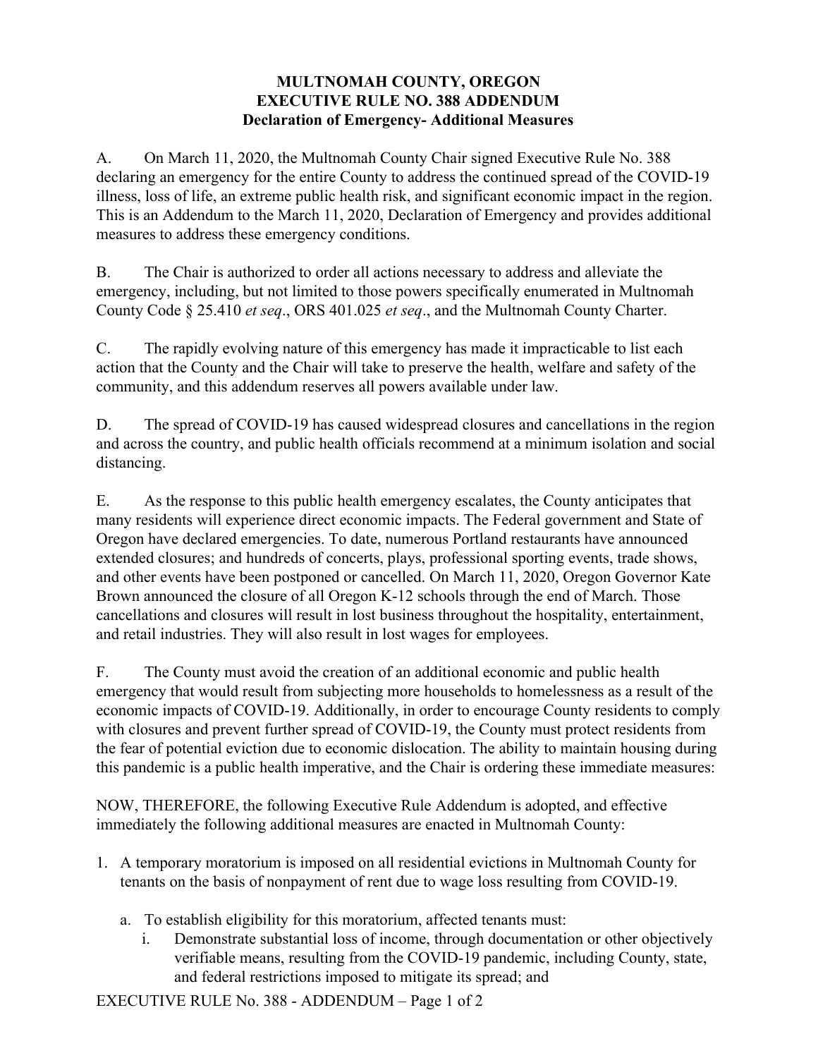# MULTNOMAH COUNTY, OREGON
## EXECUTIVE RULE NO. 388 ADDENDUM
### Declaration of Emergency- Additional Measures

A. On March 11, 2020, the Multnomah County Chair signed Executive Rule No. 388 declaring an emergency for the entire County to address the continued spread of the COVID-19 illness, loss of life, an extreme public health risk, and significant economic impact in the region. This is an Addendum to the March 11, 2020, Declaration of Emergency and provides additional measures to address these emergency conditions.

B. The Chair is authorized to order all actions necessary to address and alleviate the emergency, including, but not limited to those powers specifically enumerated in Multnomah County Code § 25.410 *et seq*., ORS 401.025 *et seq*., and the Multnomah County Charter.

C. The rapidly evolving nature of this emergency has made it impracticable to list each action that the County and the Chair will take to preserve the health, welfare and safety of the community, and this addendum reserves all powers available under law.

D. The spread of COVID-19 has caused widespread closures and cancellations in the region and across the country, and public health officials recommend at a minimum isolation and social distancing.

E. As the response to this public health emergency escalates, the County anticipates that many residents will experience direct economic impacts. The Federal government and State of Oregon have declared emergencies. To date, numerous Portland restaurants have announced extended closures; and hundreds of concerts, plays, professional sporting events, trade shows, and other events have been postponed or cancelled. On March 11, 2020, Oregon Governor Kate Brown announced the closure of all Oregon K-12 schools through the end of March. Those cancellations and closures will result in lost business throughout the hospitality, entertainment, and retail industries. They will also result in lost wages for employees.

F. The County must avoid the creation of an additional economic and public health emergency that would result from subjecting more households to homelessness as a result of the economic impacts of COVID-19. Additionally, in order to encourage County residents to comply with closures and prevent further spread of COVID-19, the County must protect residents from the fear of potential eviction due to economic dislocation. The ability to maintain housing during this pandemic is a public health imperative, and the Chair is ordering these immediate measures:

NOW, THEREFORE, the following Executive Rule Addendum is adopted, and effective immediately the following additional measures are enacted in Multnomah County:

1. A temporary moratorium is imposed on all residential evictions in Multnomah County for tenants on the basis of nonpayment of rent due to wage loss resulting from COVID-19.

   a. To establish eligibility for this moratorium, affected tenants must:

      i. Demonstrate substantial loss of income, through documentation or other objectively verifiable means, resulting from the COVID-19 pandemic, including County, state, and federal restrictions imposed to mitigate its spread; and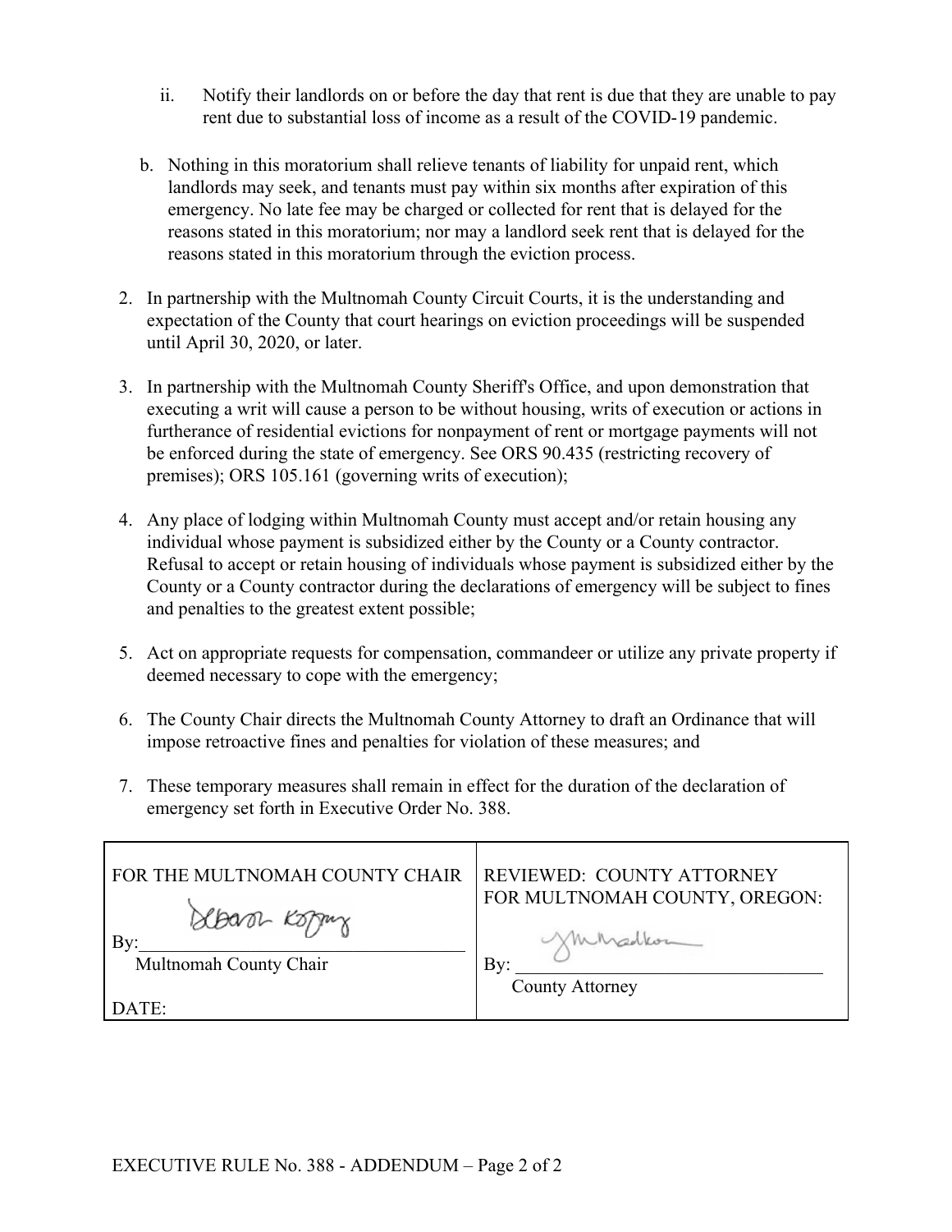ii. Notify their landlords on or before the day that rent is due that they are unable to pay rent due to substantial loss of income as a result of the COVID-19 pandemic.

  b. Nothing in this moratorium shall relieve tenants of liability for unpaid rent, which landlords may seek, and tenants must pay within six months after expiration of this emergency. No late fee may be charged or collected for rent that is delayed for the reasons stated in this moratorium; nor may a landlord seek rent that is delayed for the reasons stated in this moratorium through the eviction process.

2. In partnership with the Multnomah County Circuit Courts, it is the understanding and expectation of the County that court hearings on eviction proceedings will be suspended until April 30, 2020, or later.

3. In partnership with the Multnomah County Sheriff's Office, and upon demonstration that executing a writ will cause a person to be without housing, writs of execution or actions in furtherance of residential evictions for nonpayment of rent or mortgage payments will not be enforced during the state of emergency. See ORS 90.435 (restricting recovery of premises); ORS 105.161 (governing writs of execution);

4. Any place of lodging within Multnomah County must accept and/or retain housing any individual whose payment is subsidized either by the County or a County contractor. Refusal to accept or retain housing of individuals whose payment is subsidized either by the County or a County contractor during the declarations of emergency will be subject to fines and penalties to the greatest extent possible;

5. Act on appropriate requests for compensation, commandeer or utilize any private property if deemed necessary to cope with the emergency;

6. The County Chair directs the Multnomah County Attorney to draft an Ordinance that will impose retroactive fines and penalties for violation of these measures; and

7. These temporary measures shall remain in effect for the duration of the declaration of emergency set forth in Executive Order No. 388.

| | |
|---|---|
| FOR THE MULTNOMAH COUNTY CHAIR<br><br>By: Deborah Kafoury<br>Multnomah County Chair<br><br>DATE: | REVIEWED: COUNTY ATTORNEY FOR MULTNOMAH COUNTY, OREGON:<br><br>By: JMMadkour<br>County Attorney |

EXECUTIVE RULE No. 388 - ADDENDUM